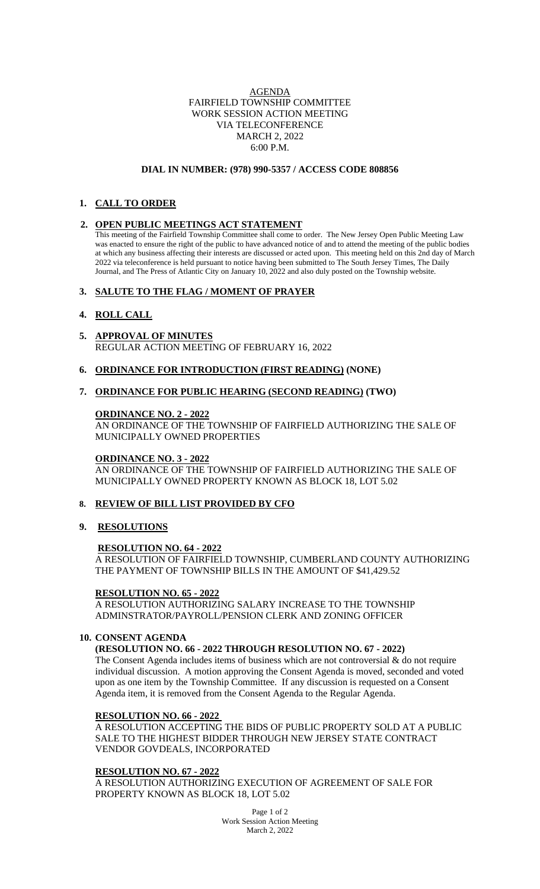AGENDA
FAIRFIELD TOWNSHIP COMMITTEE
WORK SESSION ACTION MEETING
VIA TELECONFERENCE
MARCH 2, 2022
6:00 P.M.

**DIAL IN NUMBER: (978) 990-5357 / ACCESS CODE 808856**

1. **CALL TO ORDER**

2. **OPEN PUBLIC MEETINGS ACT STATEMENT**

   This meeting of the Fairfield Township Committee shall come to order. The New Jersey Open Public Meeting Law was enacted to ensure the right of the public to have advanced notice of and to attend the meeting of the public bodies at which any business affecting their interests are discussed or acted upon. This meeting held on this 2nd day of March 2022 via teleconference is held pursuant to notice having been submitted to The South Jersey Times, The Daily Journal, and The Press of Atlantic City on January 10, 2022 and also duly posted on the Township website.

3. **SALUTE TO THE FLAG / MOMENT OF PRAYER**

4. **ROLL CALL**

5. **APPROVAL OF MINUTES**

   REGULAR ACTION MEETING OF FEBRUARY 16, 2022

6. **ORDINANCE FOR INTRODUCTION (FIRST READING) (NONE)**

7. **ORDINANCE FOR PUBLIC HEARING (SECOND READING) (TWO)**

   **ORDINANCE NO. 2 - 2022**

   AN ORDINANCE OF THE TOWNSHIP OF FAIRFIELD AUTHORIZING THE SALE OF MUNICIPALLY OWNED PROPERTIES

   **ORDINANCE NO. 3 - 2022**

   AN ORDINANCE OF THE TOWNSHIP OF FAIRFIELD AUTHORIZING THE SALE OF MUNICIPALLY OWNED PROPERTY KNOWN AS BLOCK 18, LOT 5.02

8. **REVIEW OF BILL LIST PROVIDED BY CFO**

9. **RESOLUTIONS**

   **RESOLUTION NO. 64 - 2022**

   A RESOLUTION OF FAIRFIELD TOWNSHIP, CUMBERLAND COUNTY AUTHORIZING THE PAYMENT OF TOWNSHIP BILLS IN THE AMOUNT OF $41,429.52

   **RESOLUTION NO. 65 - 2022**

   A RESOLUTION AUTHORIZING SALARY INCREASE TO THE TOWNSHIP ADMINSTRATOR/PAYROLL/PENSION CLERK AND ZONING OFFICER

10. **CONSENT AGENDA**

    **(RESOLUTION NO. 66 - 2022 THROUGH RESOLUTION NO. 67 - 2022)**

    The Consent Agenda includes items of business which are not controversial & do not require individual discussion. A motion approving the Consent Agenda is moved, seconded and voted upon as one item by the Township Committee. If any discussion is requested on a Consent Agenda item, it is removed from the Consent Agenda to the Regular Agenda.

    **RESOLUTION NO. 66 - 2022**

    A RESOLUTION ACCEPTING THE BIDS OF PUBLIC PROPERTY SOLD AT A PUBLIC SALE TO THE HIGHEST BIDDER THROUGH NEW JERSEY STATE CONTRACT VENDOR GOVDEALS, INCORPORATED

    **RESOLUTION NO. 67 - 2022**

    A RESOLUTION AUTHORIZING EXECUTION OF AGREEMENT OF SALE FOR PROPERTY KNOWN AS BLOCK 18, LOT 5.02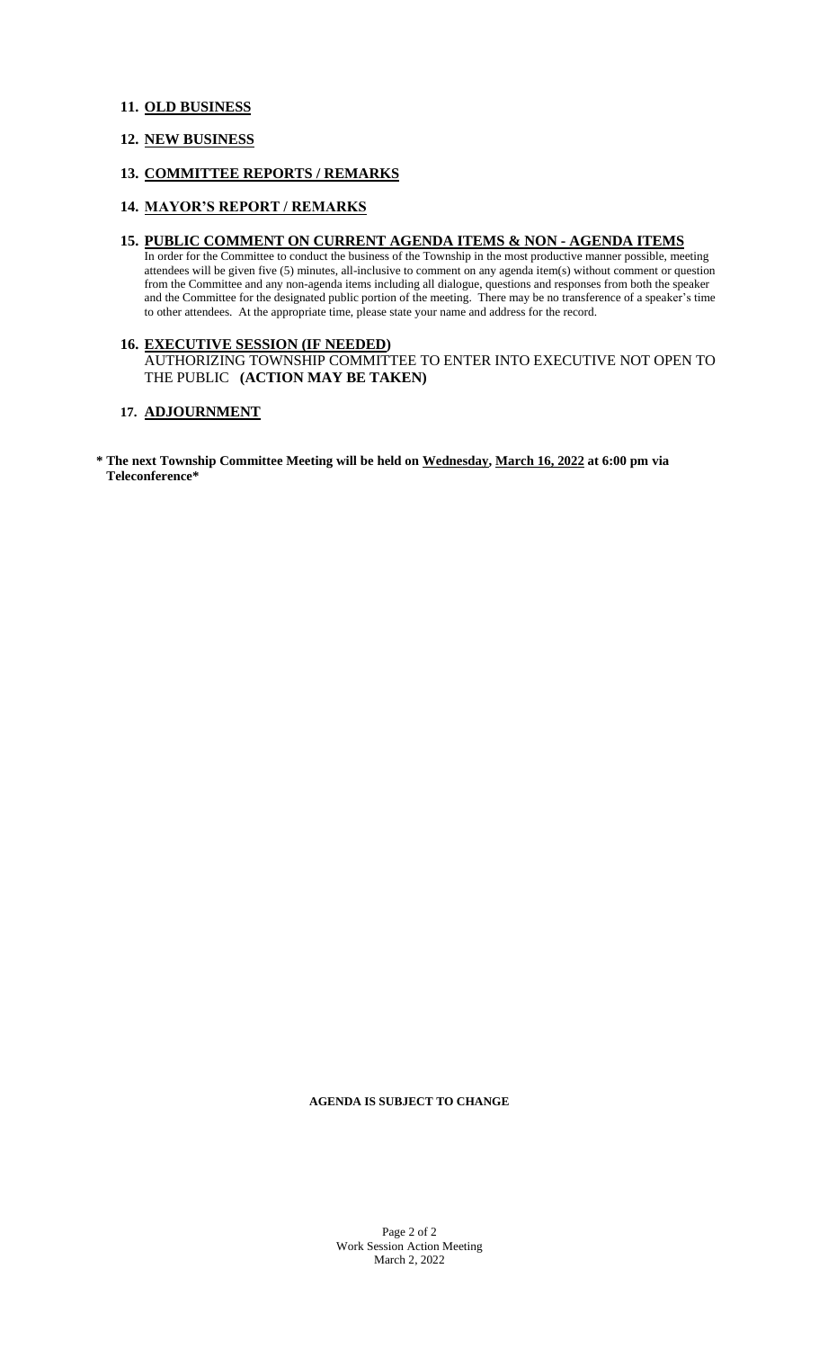**11. OLD BUSINESS**

**12. NEW BUSINESS**

**13. COMMITTEE REPORTS / REMARKS**

**14. MAYOR'S REPORT / REMARKS**

**15. PUBLIC COMMENT ON CURRENT AGENDA ITEMS & NON - AGENDA ITEMS**

In order for the Committee to conduct the business of the Township in the most productive manner possible, meeting attendees will be given five (5) minutes, all-inclusive to comment on any agenda item(s) without comment or question from the Committee and any non-agenda items including all dialogue, questions and responses from both the speaker and the Committee for the designated public portion of the meeting. There may be no transference of a speaker's time to other attendees. At the appropriate time, please state your name and address for the record.

**16. EXECUTIVE SESSION (IF NEEDED)**

AUTHORIZING TOWNSHIP COMMITTEE TO ENTER INTO EXECUTIVE NOT OPEN TO THE PUBLIC **(ACTION MAY BE TAKEN)**

**17. ADJOURNMENT**

**\* The next Township Committee Meeting will be held on Wednesday, March 16, 2022 at 6:00 pm via Teleconference\***

**AGENDA IS SUBJECT TO CHANGE**

Work Session Action Meeting
March 2, 2022